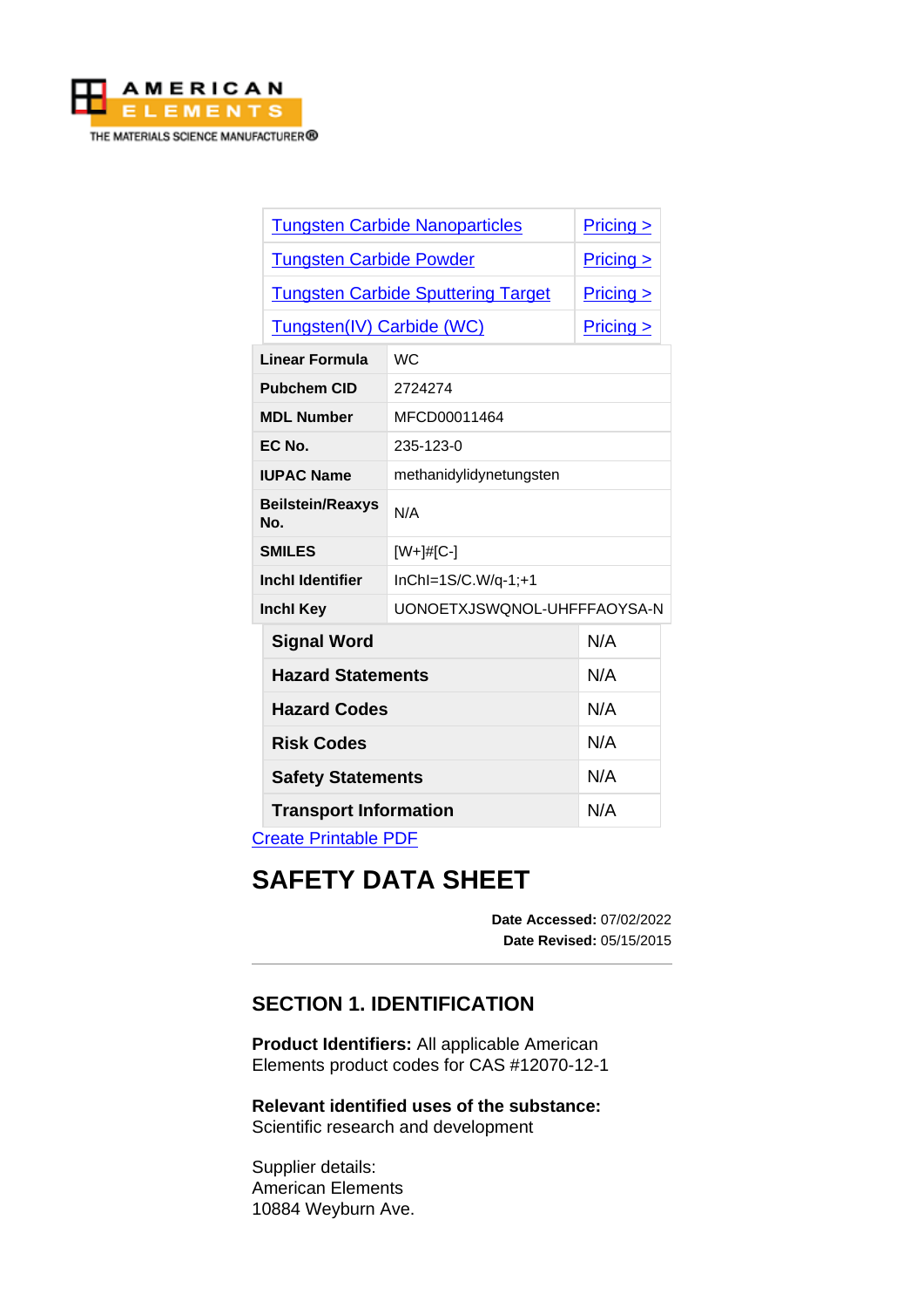AMERICAN ELEMENTS
THE MATERIALS SCIENCE MANUFACTURER®

| | |
|---|---|
| Tungsten Carbide Nanoparticles | Pricing > |
| Tungsten Carbide Powder | Pricing > |
| Tungsten Carbide Sputtering Target | Pricing > |
| Tungsten(IV) Carbide (WC) | Pricing > |

| | |
|---|---|
| **Linear Formula** | WC |
| **Pubchem CID** | 2724274 |
| **MDL Number** | MFCD00011464 |
| **EC No.** | 235-123-0 |
| **IUPAC Name** | methanidylidynetungsten |
| **Beilstein/Reaxys No.** | N/A |
| **SMILES** | [W+]#[C-] |
| **Inchl Identifier** | InChI=1S/C.W/q-1;+1 |
| **Inchl Key** | UONOETXJSWQNOL-UHFFFAOYSA-N |

| | |
|---|---|
| **Signal Word** | N/A |
| **Hazard Statements** | N/A |
| **Hazard Codes** | N/A |
| **Risk Codes** | N/A |
| **Safety Statements** | N/A |
| **Transport Information** | N/A |

Create Printable PDF

# SAFETY DATA SHEET

**Date Accessed:** 07/02/2022
**Date Revised:** 05/15/2015

---

## SECTION 1. IDENTIFICATION

**Product Identifiers:** All applicable American Elements product codes for CAS #12070-12-1

**Relevant identified uses of the substance:**
Scientific research and development

Supplier details:
American Elements
10884 Weyburn Ave.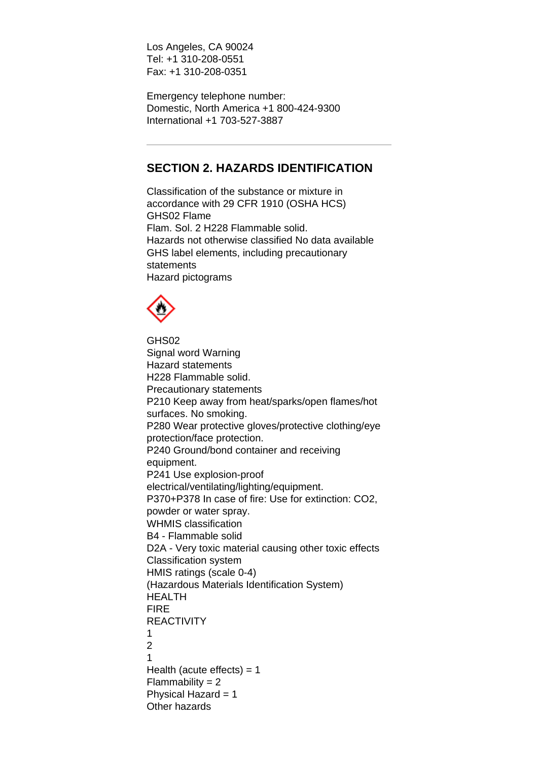Los Angeles, CA 90024
Tel: +1 310-208-0551
Fax: +1 310-208-0351

Emergency telephone number:
Domestic, North America +1 800-424-9300
International +1 703-527-3887

---

## SECTION 2. HAZARDS IDENTIFICATION

Classification of the substance or mixture in accordance with 29 CFR 1910 (OSHA HCS)
GHS02 Flame
Flam. Sol. 2 H228 Flammable solid.
Hazards not otherwise classified No data available
GHS label elements, including precautionary statements
Hazard pictograms

GHS02
Signal word Warning
Hazard statements
H228 Flammable solid.
Precautionary statements
P210 Keep away from heat/sparks/open flames/hot surfaces. No smoking.
P280 Wear protective gloves/protective clothing/eye protection/face protection.
P240 Ground/bond container and receiving equipment.
P241 Use explosion-proof electrical/ventilating/lighting/equipment.
P370+P378 In case of fire: Use for extinction: $CO_2$, powder or water spray.
WHMIS classification
B4 - Flammable solid
D2A - Very toxic material causing other toxic effects
Classification system
HMIS ratings (scale 0-4)
(Hazardous Materials Identification System)
HEALTH
FIRE
REACTIVITY
1
2
1
Health (acute effects) = 1
Flammability = 2
Physical Hazard = 1
Other hazards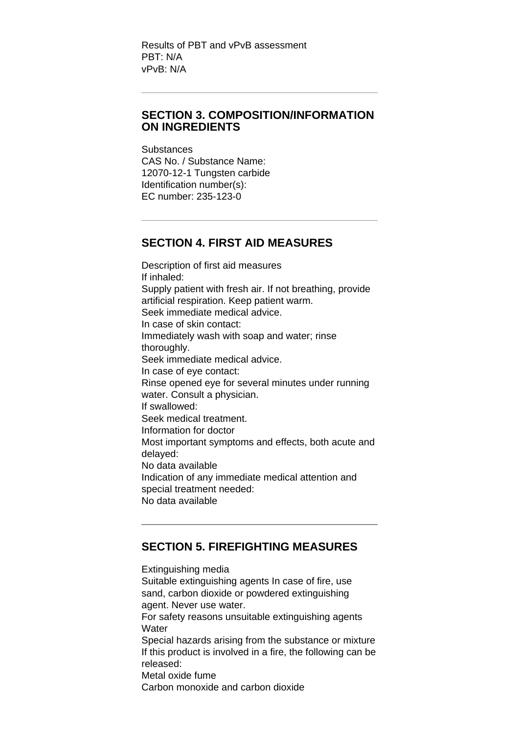Results of PBT and vPvB assessment
PBT: N/A
vPvB: N/A

---

## SECTION 3. COMPOSITION/INFORMATION ON INGREDIENTS

Substances
CAS No. / Substance Name:
12070-12-1 Tungsten carbide
Identification number(s):
EC number: 235-123-0

---

## SECTION 4. FIRST AID MEASURES

Description of first aid measures
If inhaled:
Supply patient with fresh air. If not breathing, provide artificial respiration. Keep patient warm.
Seek immediate medical advice.
In case of skin contact:
Immediately wash with soap and water; rinse thoroughly.
Seek immediate medical advice.
In case of eye contact:
Rinse opened eye for several minutes under running water. Consult a physician.
If swallowed:
Seek medical treatment.
Information for doctor
Most important symptoms and effects, both acute and delayed:
No data available
Indication of any immediate medical attention and special treatment needed:
No data available

---

## SECTION 5. FIREFIGHTING MEASURES

Extinguishing media
Suitable extinguishing agents In case of fire, use sand, carbon dioxide or powdered extinguishing agent. Never use water.
For safety reasons unsuitable extinguishing agents
Water
Special hazards arising from the substance or mixture
If this product is involved in a fire, the following can be released:
Metal oxide fume
Carbon monoxide and carbon dioxide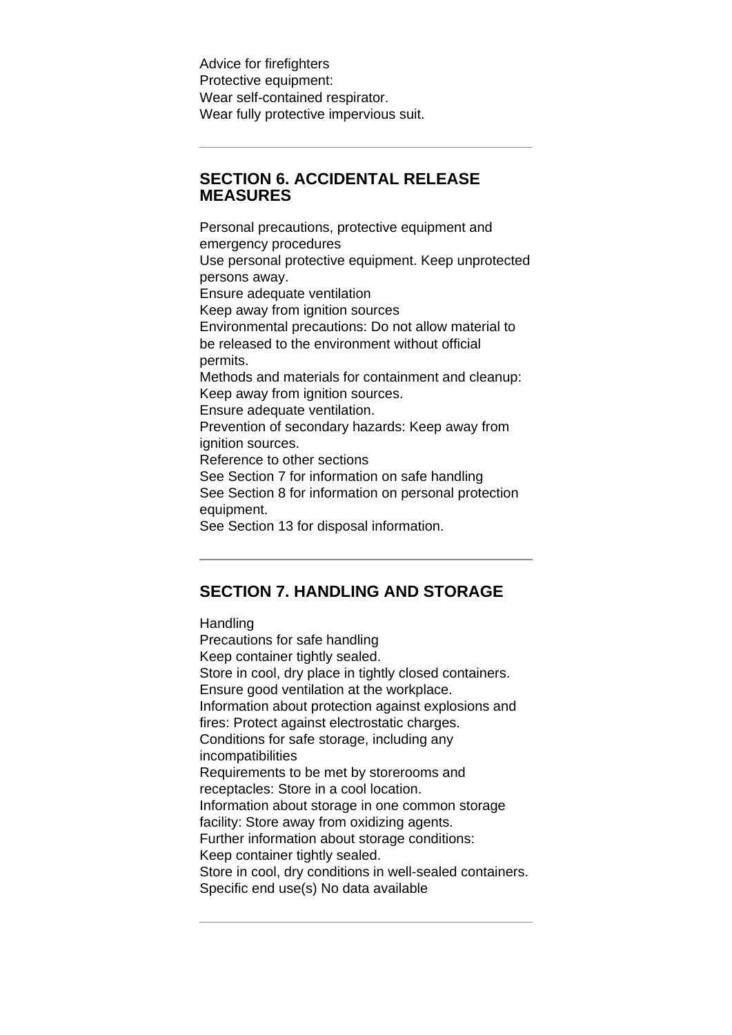Advice for firefighters
Protective equipment:
Wear self-contained respirator.
Wear fully protective impervious suit.

---

## SECTION 6. ACCIDENTAL RELEASE MEASURES

Personal precautions, protective equipment and emergency procedures
Use personal protective equipment. Keep unprotected persons away.
Ensure adequate ventilation
Keep away from ignition sources
Environmental precautions: Do not allow material to be released to the environment without official permits.
Methods and materials for containment and cleanup:
Keep away from ignition sources.
Ensure adequate ventilation.
Prevention of secondary hazards: Keep away from ignition sources.
Reference to other sections
See Section 7 for information on safe handling
See Section 8 for information on personal protection equipment.
See Section 13 for disposal information.

---

## SECTION 7. HANDLING AND STORAGE

Handling
Precautions for safe handling
Keep container tightly sealed.
Store in cool, dry place in tightly closed containers.
Ensure good ventilation at the workplace.
Information about protection against explosions and fires: Protect against electrostatic charges.
Conditions for safe storage, including any incompatibilities
Requirements to be met by storerooms and receptacles: Store in a cool location.
Information about storage in one common storage facility: Store away from oxidizing agents.
Further information about storage conditions:
Keep container tightly sealed.
Store in cool, dry conditions in well-sealed containers.
Specific end use(s) No data available

---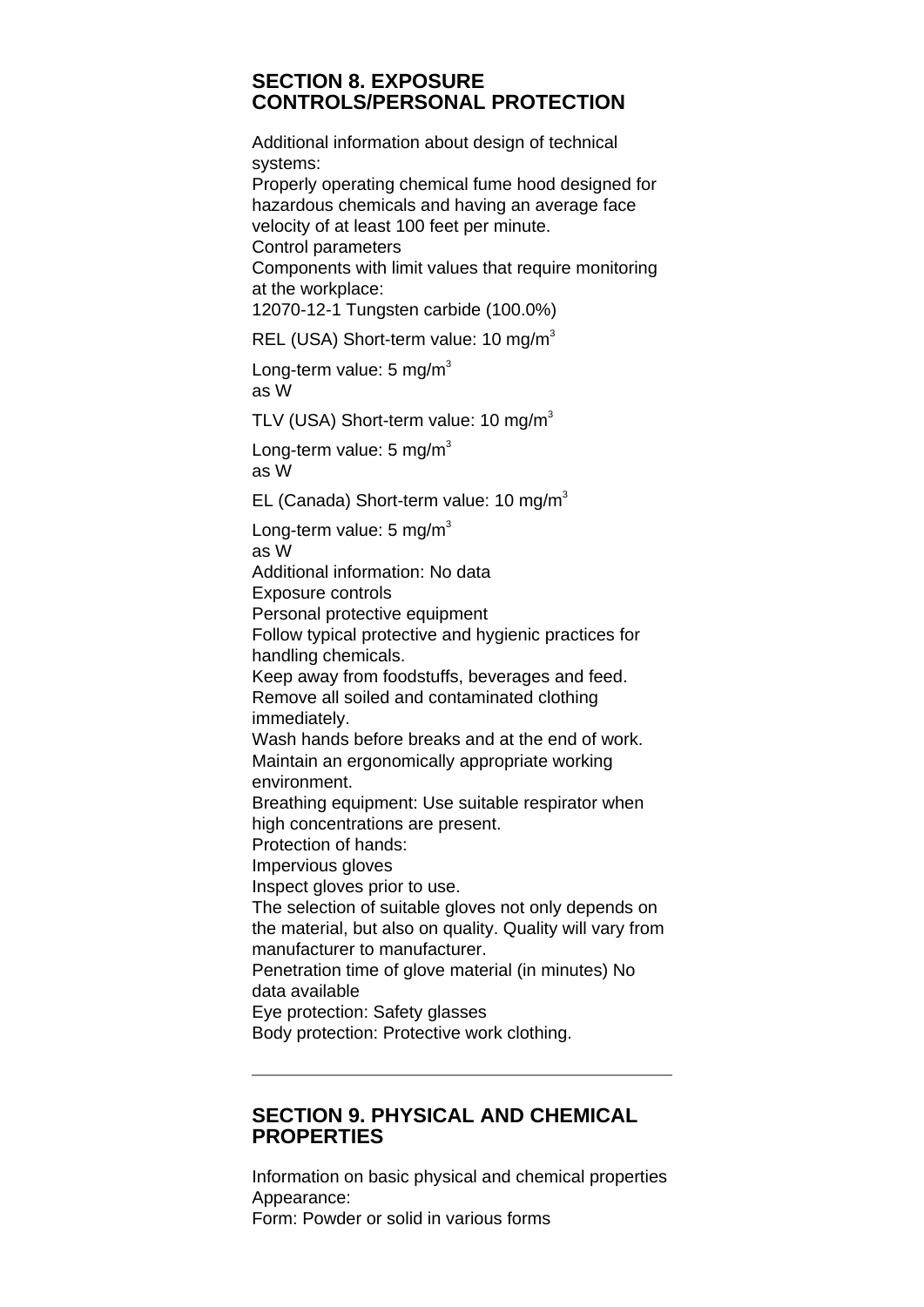## SECTION 8. EXPOSURE CONTROLS/PERSONAL PROTECTION

Additional information about design of technical systems:
Properly operating chemical fume hood designed for hazardous chemicals and having an average face velocity of at least 100 feet per minute.
Control parameters
Components with limit values that require monitoring at the workplace:
12070-12-1 Tungsten carbide (100.0%)

REL (USA) Short-term value: 10 mg/m$^3$

Long-term value: 5 mg/m$^3$
as W

TLV (USA) Short-term value: 10 mg/m$^3$

Long-term value: 5 mg/m$^3$
as W

EL (Canada) Short-term value: 10 mg/m$^3$

Long-term value: 5 mg/m$^3$
as W
Additional information: No data
Exposure controls
Personal protective equipment
Follow typical protective and hygienic practices for handling chemicals.
Keep away from foodstuffs, beverages and feed.
Remove all soiled and contaminated clothing immediately.
Wash hands before breaks and at the end of work.
Maintain an ergonomically appropriate working environment.
Breathing equipment: Use suitable respirator when high concentrations are present.
Protection of hands:
Impervious gloves
Inspect gloves prior to use.
The selection of suitable gloves not only depends on the material, but also on quality. Quality will vary from manufacturer to manufacturer.
Penetration time of glove material (in minutes) No data available
Eye protection: Safety glasses
Body protection: Protective work clothing.

---

## SECTION 9. PHYSICAL AND CHEMICAL PROPERTIES

Information on basic physical and chemical properties
Appearance:
Form: Powder or solid in various forms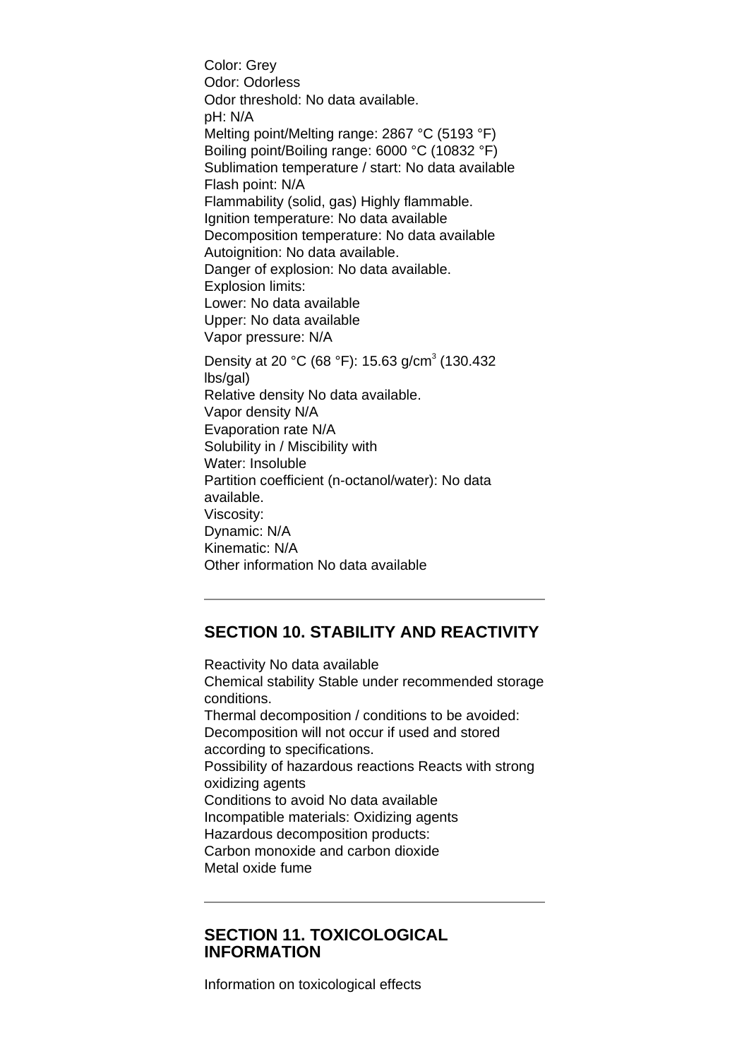Color: Grey
Odor: Odorless
Odor threshold: No data available.
pH: N/A
Melting point/Melting range: 2867 °C (5193 °F)
Boiling point/Boiling range: 6000 °C (10832 °F)
Sublimation temperature / start: No data available
Flash point: N/A
Flammability (solid, gas) Highly flammable.
Ignition temperature: No data available
Decomposition temperature: No data available
Autoignition: No data available.
Danger of explosion: No data available.
Explosion limits:
Lower: No data available
Upper: No data available
Vapor pressure: N/A

Density at 20 °C (68 °F): 15.63 g/cm$^3$ (130.432 lbs/gal)
Relative density No data available.
Vapor density N/A
Evaporation rate N/A
Solubility in / Miscibility with
Water: Insoluble
Partition coefficient (n-octanol/water): No data available.
Viscosity:
Dynamic: N/A
Kinematic: N/A
Other information No data available

---

## SECTION 10. STABILITY AND REACTIVITY

Reactivity No data available
Chemical stability Stable under recommended storage conditions.
Thermal decomposition / conditions to be avoided: Decomposition will not occur if used and stored according to specifications.
Possibility of hazardous reactions Reacts with strong oxidizing agents
Conditions to avoid No data available
Incompatible materials: Oxidizing agents
Hazardous decomposition products:
Carbon monoxide and carbon dioxide
Metal oxide fume

---

## SECTION 11. TOXICOLOGICAL INFORMATION

Information on toxicological effects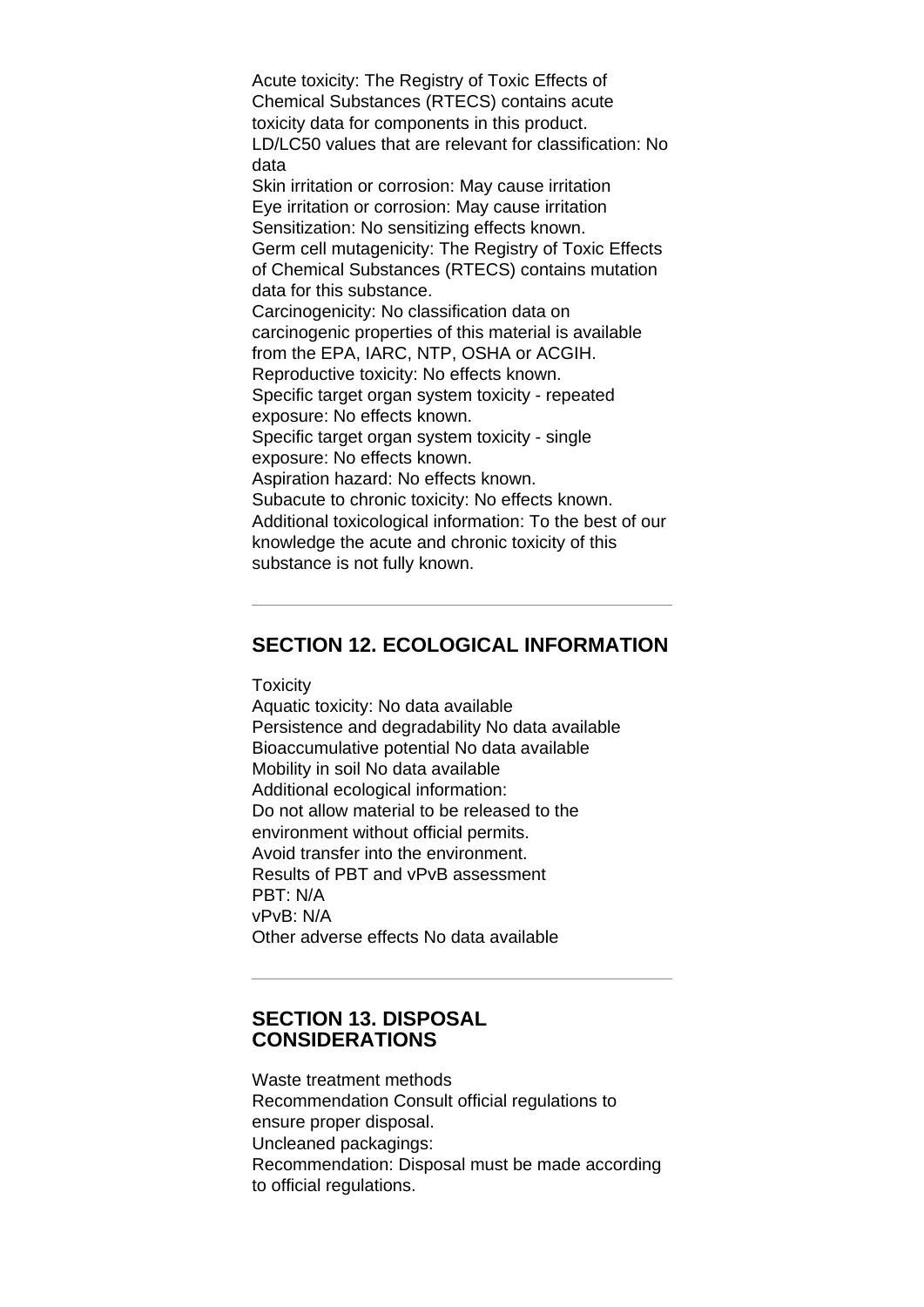Acute toxicity: The Registry of Toxic Effects of Chemical Substances (RTECS) contains acute toxicity data for components in this product.
LD/LC50 values that are relevant for classification: No data
Skin irritation or corrosion: May cause irritation
Eye irritation or corrosion: May cause irritation
Sensitization: No sensitizing effects known.
Germ cell mutagenicity: The Registry of Toxic Effects of Chemical Substances (RTECS) contains mutation data for this substance.
Carcinogenicity: No classification data on carcinogenic properties of this material is available from the EPA, IARC, NTP, OSHA or ACGIH.
Reproductive toxicity: No effects known.
Specific target organ system toxicity - repeated exposure: No effects known.
Specific target organ system toxicity - single exposure: No effects known.
Aspiration hazard: No effects known.
Subacute to chronic toxicity: No effects known.
Additional toxicological information: To the best of our knowledge the acute and chronic toxicity of this substance is not fully known.

---

## SECTION 12. ECOLOGICAL INFORMATION

Toxicity
Aquatic toxicity: No data available
Persistence and degradability No data available
Bioaccumulative potential No data available
Mobility in soil No data available
Additional ecological information:
Do not allow material to be released to the environment without official permits.
Avoid transfer into the environment.
Results of PBT and vPvB assessment
PBT: N/A
vPvB: N/A
Other adverse effects No data available

---

## SECTION 13. DISPOSAL CONSIDERATIONS

Waste treatment methods
Recommendation Consult official regulations to ensure proper disposal.
Uncleaned packagings:
Recommendation: Disposal must be made according to official regulations.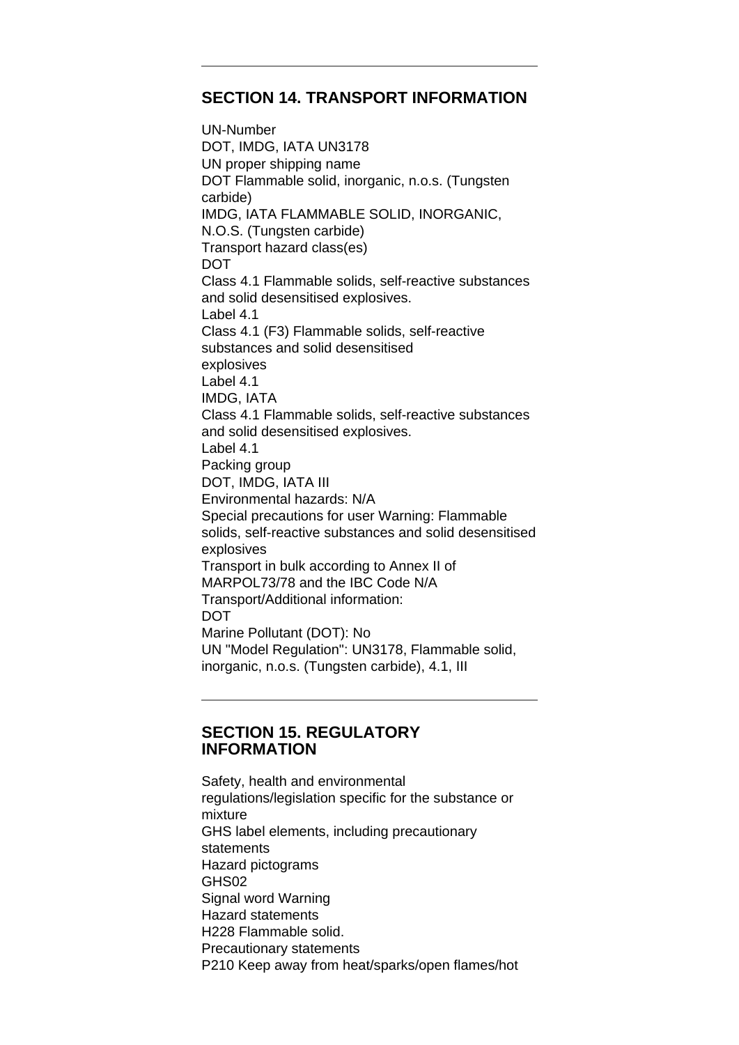---

## SECTION 14. TRANSPORT INFORMATION

UN-Number
DOT, IMDG, IATA UN3178
UN proper shipping name
DOT Flammable solid, inorganic, n.o.s. (Tungsten carbide)
IMDG, IATA FLAMMABLE SOLID, INORGANIC, N.O.S. (Tungsten carbide)
Transport hazard class(es)
DOT
Class 4.1 Flammable solids, self-reactive substances and solid desensitised explosives.
Label 4.1
Class 4.1 (F3) Flammable solids, self-reactive substances and solid desensitised explosives
Label 4.1
IMDG, IATA
Class 4.1 Flammable solids, self-reactive substances and solid desensitised explosives.
Label 4.1
Packing group
DOT, IMDG, IATA III
Environmental hazards: N/A
Special precautions for user Warning: Flammable solids, self-reactive substances and solid desensitised explosives
Transport in bulk according to Annex II of MARPOL73/78 and the IBC Code N/A
Transport/Additional information:
DOT
Marine Pollutant (DOT): No
UN "Model Regulation": UN3178, Flammable solid, inorganic, n.o.s. (Tungsten carbide), 4.1, III

---

## SECTION 15. REGULATORY INFORMATION

Safety, health and environmental regulations/legislation specific for the substance or mixture
GHS label elements, including precautionary statements
Hazard pictograms
GHS02
Signal word Warning
Hazard statements
H228 Flammable solid.
Precautionary statements
P210 Keep away from heat/sparks/open flames/hot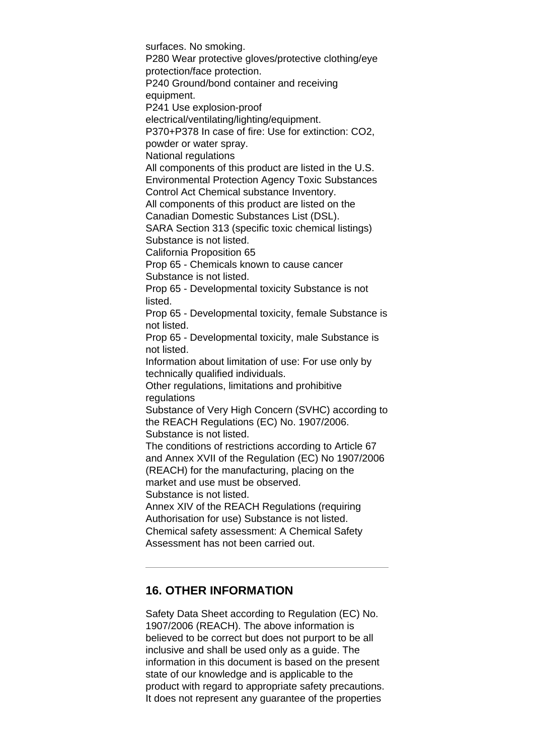surfaces. No smoking.
P280 Wear protective gloves/protective clothing/eye protection/face protection.
P240 Ground/bond container and receiving equipment.
P241 Use explosion-proof electrical/ventilating/lighting/equipment.
P370+P378 In case of fire: Use for extinction: $CO_2$, powder or water spray.
National regulations
All components of this product are listed in the U.S. Environmental Protection Agency Toxic Substances Control Act Chemical substance Inventory.
All components of this product are listed on the Canadian Domestic Substances List (DSL).
SARA Section 313 (specific toxic chemical listings) Substance is not listed.
California Proposition 65
Prop 65 - Chemicals known to cause cancer Substance is not listed.
Prop 65 - Developmental toxicity Substance is not listed.
Prop 65 - Developmental toxicity, female Substance is not listed.
Prop 65 - Developmental toxicity, male Substance is not listed.
Information about limitation of use: For use only by technically qualified individuals.
Other regulations, limitations and prohibitive regulations
Substance of Very High Concern (SVHC) according to the REACH Regulations (EC) No. 1907/2006.
Substance is not listed.
The conditions of restrictions according to Article 67 and Annex XVII of the Regulation (EC) No 1907/2006 (REACH) for the manufacturing, placing on the market and use must be observed.
Substance is not listed.
Annex XIV of the REACH Regulations (requiring Authorisation for use) Substance is not listed.
Chemical safety assessment: A Chemical Safety Assessment has not been carried out.

---

## 16. OTHER INFORMATION

Safety Data Sheet according to Regulation (EC) No. 1907/2006 (REACH). The above information is believed to be correct but does not purport to be all inclusive and shall be used only as a guide. The information in this document is based on the present state of our knowledge and is applicable to the product with regard to appropriate safety precautions. It does not represent any guarantee of the properties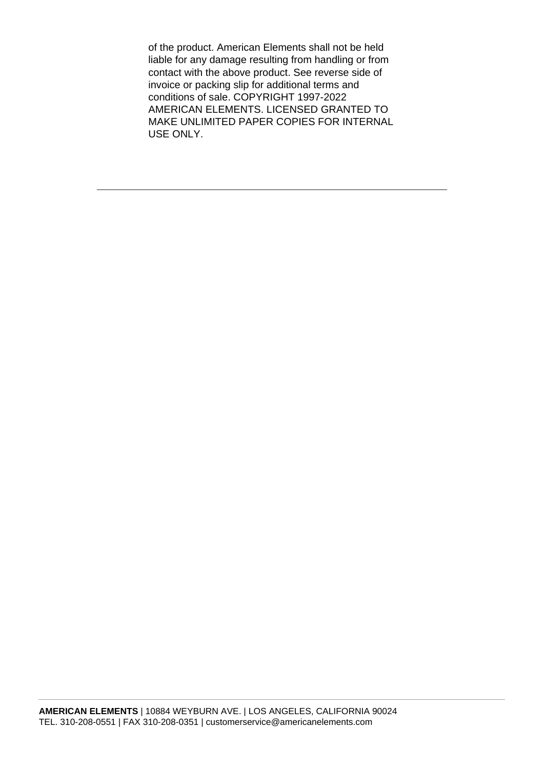of the product. American Elements shall not be held liable for any damage resulting from handling or from contact with the above product. See reverse side of invoice or packing slip for additional terms and conditions of sale. COPYRIGHT 1997-2022 AMERICAN ELEMENTS. LICENSED GRANTED TO MAKE UNLIMITED PAPER COPIES FOR INTERNAL USE ONLY.